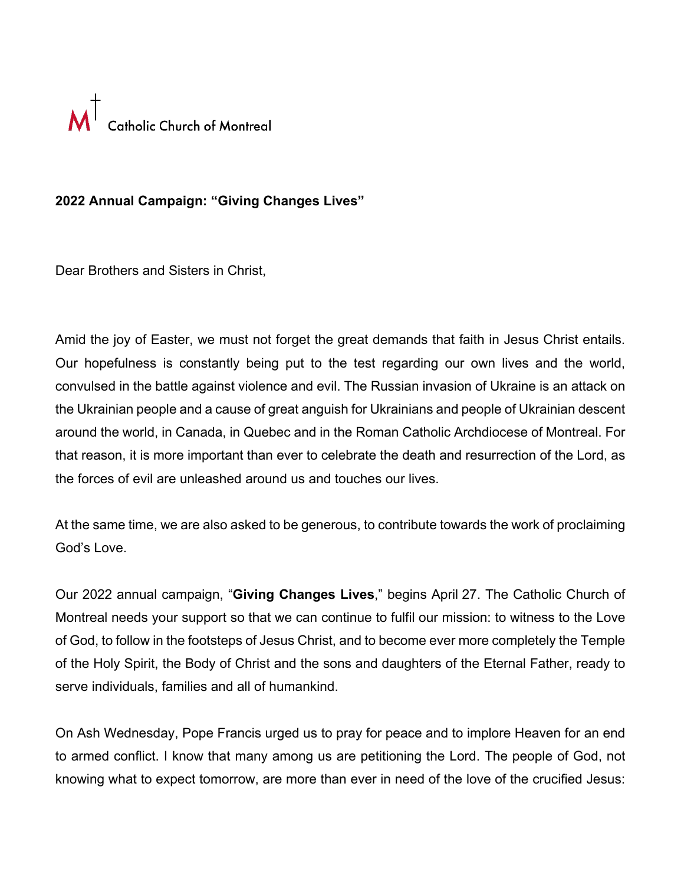Catholic Church of Montreal

**2022 Annual Campaign: "Giving Changes Lives"**

Dear Brothers and Sisters in Christ,

Amid the joy of Easter, we must not forget the great demands that faith in Jesus Christ entails. Our hopefulness is constantly being put to the test regarding our own lives and the world, convulsed in the battle against violence and evil. The Russian invasion of Ukraine is an attack on the Ukrainian people and a cause of great anguish for Ukrainians and people of Ukrainian descent around the world, in Canada, in Quebec and in the Roman Catholic Archdiocese of Montreal. For that reason, it is more important than ever to celebrate the death and resurrection of the Lord, as the forces of evil are unleashed around us and touches our lives.

At the same time, we are also asked to be generous, to contribute towards the work of proclaiming God's Love.

Our 2022 annual campaign, "**Giving Changes Lives**," begins April 27. The Catholic Church of Montreal needs your support so that we can continue to fulfil our mission: to witness to the Love of God, to follow in the footsteps of Jesus Christ, and to become ever more completely the Temple of the Holy Spirit, the Body of Christ and the sons and daughters of the Eternal Father, ready to serve individuals, families and all of humankind.

On Ash Wednesday, Pope Francis urged us to pray for peace and to implore Heaven for an end to armed conflict. I know that many among us are petitioning the Lord. The people of God, not knowing what to expect tomorrow, are more than ever in need of the love of the crucified Jesus: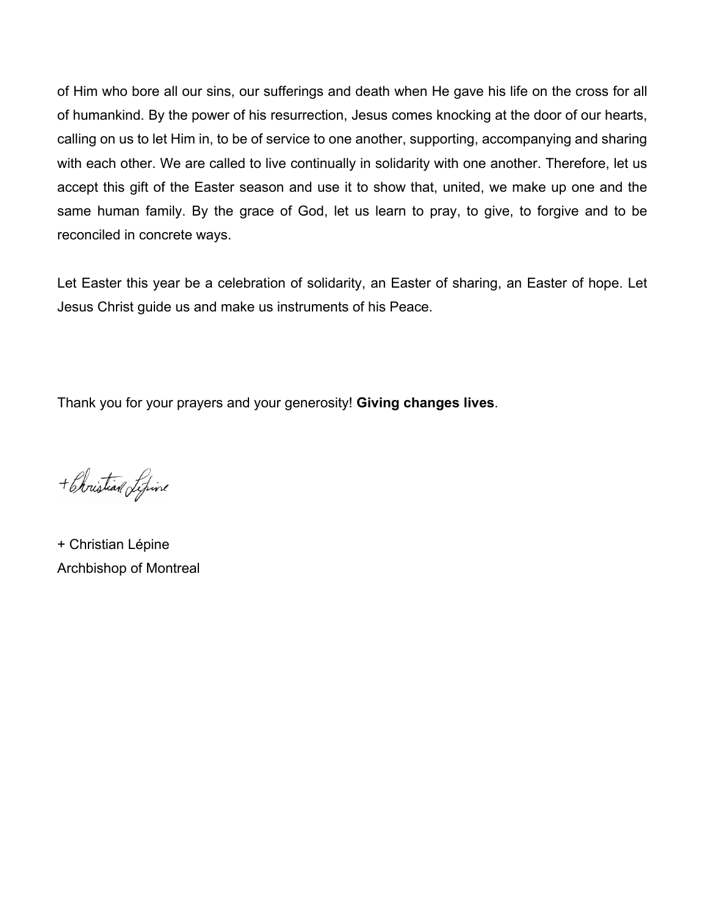of Him who bore all our sins, our sufferings and death when He gave his life on the cross for all of humankind. By the power of his resurrection, Jesus comes knocking at the door of our hearts, calling on us to let Him in, to be of service to one another, supporting, accompanying and sharing with each other. We are called to live continually in solidarity with one another. Therefore, let us accept this gift of the Easter season and use it to show that, united, we make up one and the same human family. By the grace of God, let us learn to pray, to give, to forgive and to be reconciled in concrete ways.

Let Easter this year be a celebration of solidarity, an Easter of sharing, an Easter of hope. Let Jesus Christ guide us and make us instruments of his Peace.

Thank you for your prayers and your generosity! **Giving changes lives**.

+ Christian Lépine
Archbishop of Montreal